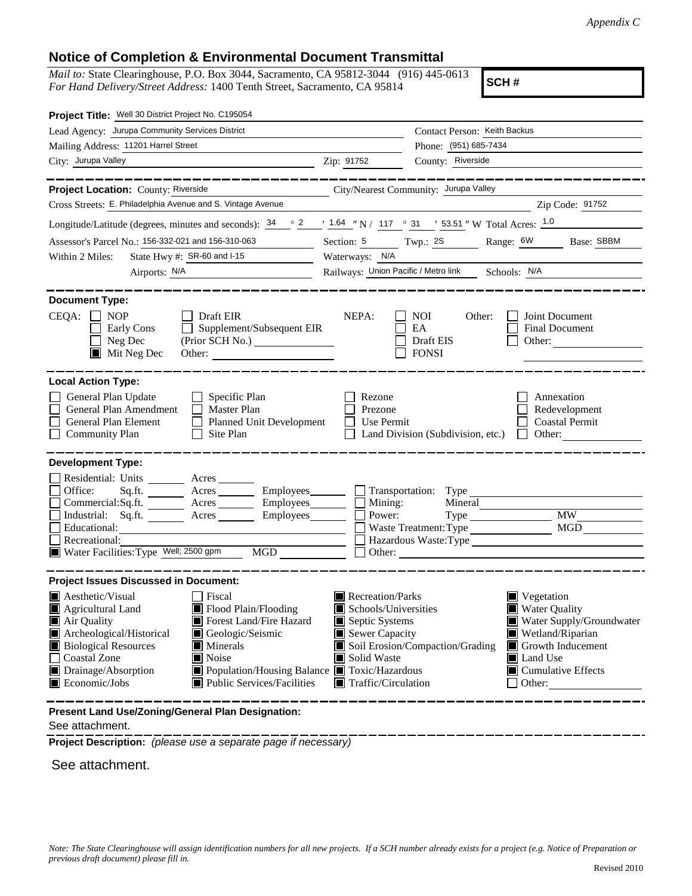*Appendix C*

## Notice of Completion & Environmental Document Transmittal

*Mail to:* State Clearinghouse, P.O. Box 3044, Sacramento, CA 95812-3044 (916) 445-0613
*For Hand Delivery/Street Address:* 1400 Tenth Street, Sacramento, CA 95814

**SCH #**

**Project Title:** Well 30 District Project No. C195054

Lead Agency: Jurupa Community Services District — Contact Person: Keith Backus

Mailing Address: 11201 Harrel Street — Phone: (951) 685-7434

City: Jurupa Valley — Zip: 91752 — County: Riverside

---

**Project Location:** County: Riverside — City/Nearest Community: Jurupa Valley

Cross Streets: E. Philadelphia Avenue and S. Vintage Avenue — Zip Code: 91752

Longitude/Latitude (degrees, minutes and seconds): 34 ° 2 ′ 1.64 ″ N / 117 ° 31 ′ 53.51 ″ W Total Acres: 1.0

Assessor's Parcel No.: 156-332-021 and 156-310-063 — Section: 5 — Twp.: 2S — Range: 6W — Base: SBBM

Within 2 Miles: State Hwy #: SR-60 and I-15 — Waterways: N/A

Airports: N/A — Railways: Union Pacific / Metro link — Schools: N/A

---

**Document Type:**

CEQA:
- [ ] NOP
- [ ] Early Cons
- [ ] Neg Dec
- [x] Mit Neg Dec
- [ ] Draft EIR
- [ ] Supplement/Subsequent EIR (Prior SCH No.) ______
- Other: ______

NEPA:
- [ ] NOI
- [ ] EA
- [ ] Draft EIS
- [ ] FONSI

Other:
- [ ] Joint Document
- [ ] Final Document
- [ ] Other: ______

---

**Local Action Type:**

- [ ] General Plan Update
- [ ] General Plan Amendment
- [ ] General Plan Element
- [ ] Community Plan
- [ ] Specific Plan
- [ ] Master Plan
- [ ] Planned Unit Development
- [ ] Site Plan
- [ ] Rezone
- [ ] Prezone
- [ ] Use Permit
- [ ] Land Division (Subdivision, etc.)
- [ ] Annexation
- [ ] Redevelopment
- [ ] Coastal Permit
- [ ] Other: ______

---

**Development Type:**

- [ ] Residential: Units ______ Acres ______
- [ ] Office: Sq.ft. ______ Acres ______ Employees ______
- [ ] Commercial: Sq.ft. ______ Acres ______ Employees ______
- [ ] Industrial: Sq.ft. ______ Acres ______ Employees ______
- [ ] Educational: ______
- [ ] Recreational: ______
- [x] Water Facilities: Type Well; 2500 gpm MGD ______
- [ ] Transportation: Type ______
- [ ] Mining: Mineral ______
- [ ] Power: Type ______ MW ______
- [ ] Waste Treatment: Type ______ MGD ______
- [ ] Hazardous Waste: Type ______
- [ ] Other: ______

---

**Project Issues Discussed in Document:**

- [x] Aesthetic/Visual
- [x] Agricultural Land
- [x] Air Quality
- [x] Archeological/Historical
- [x] Biological Resources
- [ ] Coastal Zone
- [x] Drainage/Absorption
- [x] Economic/Jobs
- [ ] Fiscal
- [x] Flood Plain/Flooding
- [x] Forest Land/Fire Hazard
- [x] Geologic/Seismic
- [x] Minerals
- [x] Noise
- [x] Population/Housing Balance
- [x] Public Services/Facilities
- [x] Recreation/Parks
- [x] Schools/Universities
- [x] Septic Systems
- [x] Sewer Capacity
- [x] Soil Erosion/Compaction/Grading
- [x] Solid Waste
- [x] Toxic/Hazardous
- [x] Traffic/Circulation
- [x] Vegetation
- [x] Water Quality
- [x] Water Supply/Groundwater
- [x] Wetland/Riparian
- [x] Growth Inducement
- [x] Land Use
- [x] Cumulative Effects
- [ ] Other: ______

---

**Present Land Use/Zoning/General Plan Designation:**

See attachment.

**Project Description:** *(please use a separate page if necessary)*

See attachment.

*Note: The State Clearinghouse will assign identification numbers for all new projects. If a SCH number already exists for a project (e.g. Notice of Preparation or previous draft document) please fill in.*

Revised 2010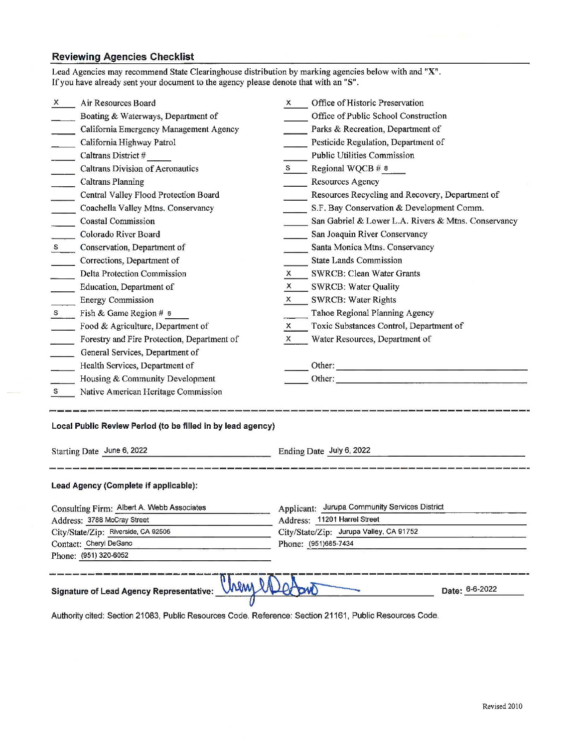## Reviewing Agencies Checklist

Lead Agencies may recommend State Clearinghouse distribution by marking agencies below with and "X".
If you have already sent your document to the agency please denote that with an "S".

X Air Resources Board
___ Boating & Waterways, Department of
___ California Emergency Management Agency
___ California Highway Patrol
___ Caltrans District # ___
___ Caltrans Division of Aeronautics
___ Caltrans Planning
___ Central Valley Flood Protection Board
___ Coachella Valley Mtns. Conservancy
___ Coastal Commission
___ Colorado River Board
S Conservation, Department of
___ Corrections, Department of
___ Delta Protection Commission
___ Education, Department of
___ Energy Commission
S Fish & Game Region # 6
___ Food & Agriculture, Department of
___ Forestry and Fire Protection, Department of
___ General Services, Department of
___ Health Services, Department of
___ Housing & Community Development
S Native American Heritage Commission

X Office of Historic Preservation
___ Office of Public School Construction
___ Parks & Recreation, Department of
___ Pesticide Regulation, Department of
___ Public Utilities Commission
S Regional WQCB # 8
___ Resources Agency
___ Resources Recycling and Recovery, Department of
___ S.F. Bay Conservation & Development Comm.
___ San Gabriel & Lower L.A. Rivers & Mtns. Conservancy
___ San Joaquin River Conservancy
___ Santa Monica Mtns. Conservancy
___ State Lands Commission
X SWRCB: Clean Water Grants
X SWRCB: Water Quality
X SWRCB: Water Rights
___ Tahoe Regional Planning Agency
X Toxic Substances Control, Department of
X Water Resources, Department of

___ Other: ___
___ Other: ___

---

**Local Public Review Period (to be filled in by lead agency)**

Starting Date June 6, 2022 Ending Date July 6, 2022

---

**Lead Agency (Complete if applicable):**

Consulting Firm: Albert A. Webb Associates
Address: 3788 McCray Street
City/State/Zip: Riverside, CA 92506
Contact: Cheryl DeGano
Phone: (951) 320-6052

Applicant: Jurupa Community Services District
Address: 11201 Harrel Street
City/State/Zip: Jurupa Valley, CA 91752
Phone: (951)685-7434

---

**Signature of Lead Agency Representative:** Cheryl DeGano **Date:** 6-6-2022

Authority cited: Section 21083, Public Resources Code. Reference: Section 21161, Public Resources Code.

Revised 2010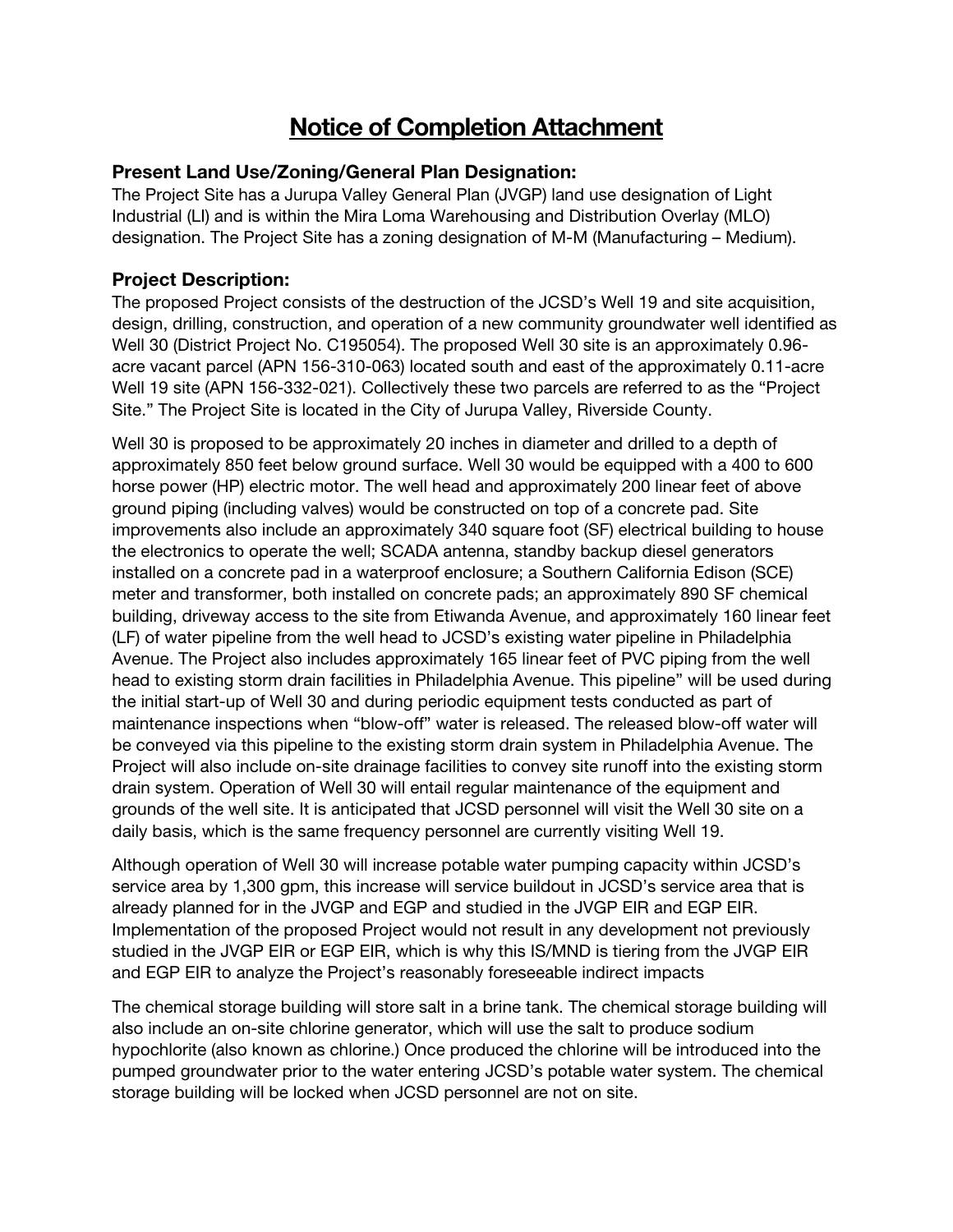# Notice of Completion Attachment

### Present Land Use/Zoning/General Plan Designation:

The Project Site has a Jurupa Valley General Plan (JVGP) land use designation of Light Industrial (LI) and is within the Mira Loma Warehousing and Distribution Overlay (MLO) designation. The Project Site has a zoning designation of M-M (Manufacturing – Medium).

### Project Description:

The proposed Project consists of the destruction of the JCSD's Well 19 and site acquisition, design, drilling, construction, and operation of a new community groundwater well identified as Well 30 (District Project No. C195054). The proposed Well 30 site is an approximately 0.96-acre vacant parcel (APN 156-310-063) located south and east of the approximately 0.11-acre Well 19 site (APN 156-332-021). Collectively these two parcels are referred to as the "Project Site." The Project Site is located in the City of Jurupa Valley, Riverside County.

Well 30 is proposed to be approximately 20 inches in diameter and drilled to a depth of approximately 850 feet below ground surface. Well 30 would be equipped with a 400 to 600 horse power (HP) electric motor. The well head and approximately 200 linear feet of above ground piping (including valves) would be constructed on top of a concrete pad. Site improvements also include an approximately 340 square foot (SF) electrical building to house the electronics to operate the well; SCADA antenna, standby backup diesel generators installed on a concrete pad in a waterproof enclosure; a Southern California Edison (SCE) meter and transformer, both installed on concrete pads; an approximately 890 SF chemical building, driveway access to the site from Etiwanda Avenue, and approximately 160 linear feet (LF) of water pipeline from the well head to JCSD's existing water pipeline in Philadelphia Avenue. The Project also includes approximately 165 linear feet of PVC piping from the well head to existing storm drain facilities in Philadelphia Avenue. This pipeline" will be used during the initial start-up of Well 30 and during periodic equipment tests conducted as part of maintenance inspections when "blow-off" water is released. The released blow-off water will be conveyed via this pipeline to the existing storm drain system in Philadelphia Avenue. The Project will also include on-site drainage facilities to convey site runoff into the existing storm drain system. Operation of Well 30 will entail regular maintenance of the equipment and grounds of the well site. It is anticipated that JCSD personnel will visit the Well 30 site on a daily basis, which is the same frequency personnel are currently visiting Well 19.

Although operation of Well 30 will increase potable water pumping capacity within JCSD's service area by 1,300 gpm, this increase will service buildout in JCSD's service area that is already planned for in the JVGP and EGP and studied in the JVGP EIR and EGP EIR. Implementation of the proposed Project would not result in any development not previously studied in the JVGP EIR or EGP EIR, which is why this IS/MND is tiering from the JVGP EIR and EGP EIR to analyze the Project's reasonably foreseeable indirect impacts

The chemical storage building will store salt in a brine tank. The chemical storage building will also include an on-site chlorine generator, which will use the salt to produce sodium hypochlorite (also known as chlorine.) Once produced the chlorine will be introduced into the pumped groundwater prior to the water entering JCSD's potable water system. The chemical storage building will be locked when JCSD personnel are not on site.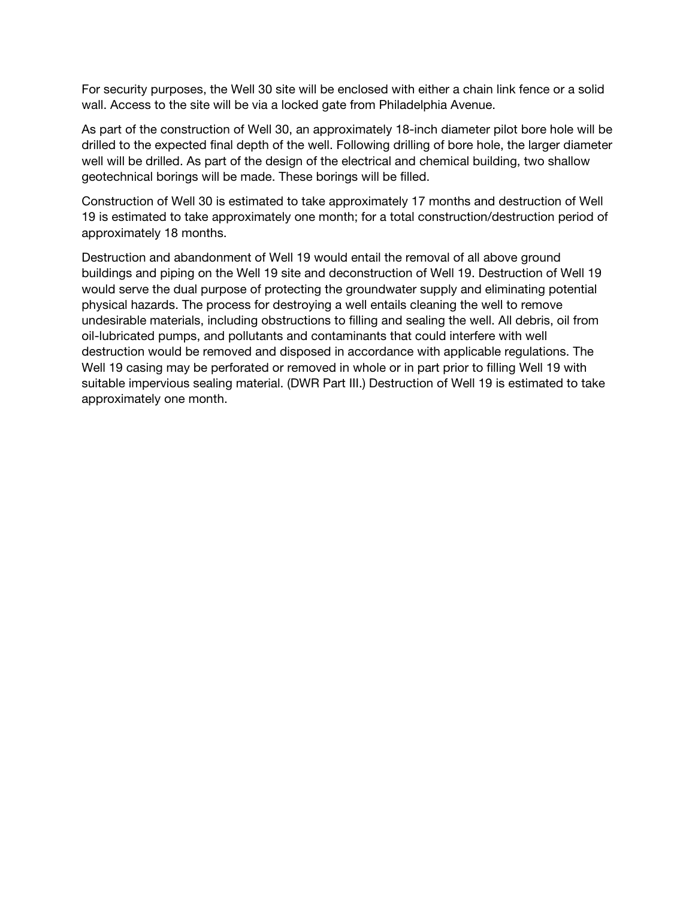For security purposes, the Well 30 site will be enclosed with either a chain link fence or a solid wall. Access to the site will be via a locked gate from Philadelphia Avenue.

As part of the construction of Well 30, an approximately 18-inch diameter pilot bore hole will be drilled to the expected final depth of the well. Following drilling of bore hole, the larger diameter well will be drilled. As part of the design of the electrical and chemical building, two shallow geotechnical borings will be made. These borings will be filled.

Construction of Well 30 is estimated to take approximately 17 months and destruction of Well 19 is estimated to take approximately one month; for a total construction/destruction period of approximately 18 months.

Destruction and abandonment of Well 19 would entail the removal of all above ground buildings and piping on the Well 19 site and deconstruction of Well 19. Destruction of Well 19 would serve the dual purpose of protecting the groundwater supply and eliminating potential physical hazards. The process for destroying a well entails cleaning the well to remove undesirable materials, including obstructions to filling and sealing the well. All debris, oil from oil-lubricated pumps, and pollutants and contaminants that could interfere with well destruction would be removed and disposed in accordance with applicable regulations. The Well 19 casing may be perforated or removed in whole or in part prior to filling Well 19 with suitable impervious sealing material. (DWR Part III.) Destruction of Well 19 is estimated to take approximately one month.